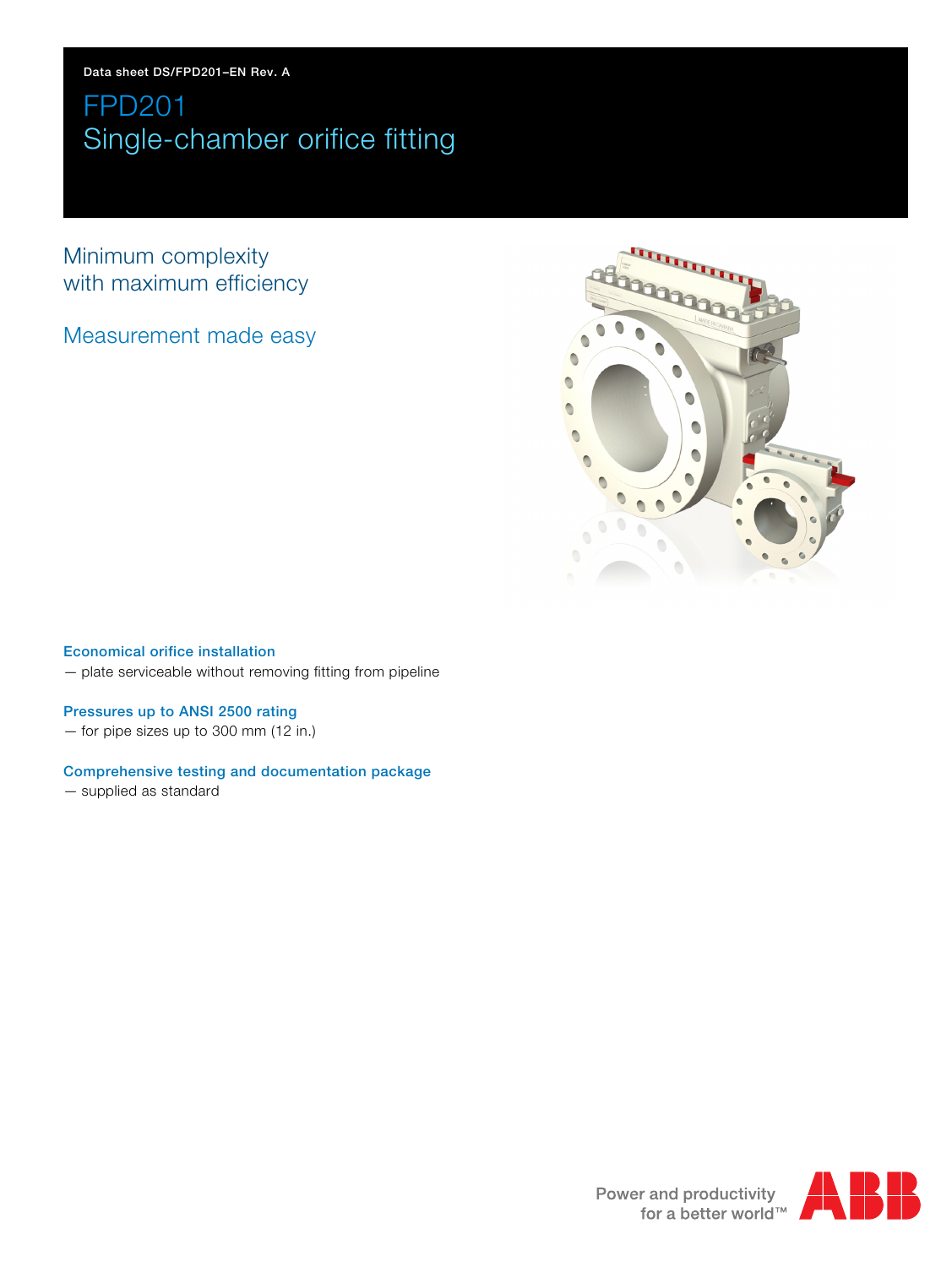Data sheet DS/FPD201–EN Rev. A

# FPD201
# Single-chamber orifice fitting

## Minimum complexity with maximum efficiency

## Measurement made easy

**Economical orifice installation**
— plate serviceable without removing fitting from pipeline

**Pressures up to ANSI 2500 rating**
— for pipe sizes up to 300 mm (12 in.)

**Comprehensive testing and documentation package**
— supplied as standard

Power and productivity for a better world™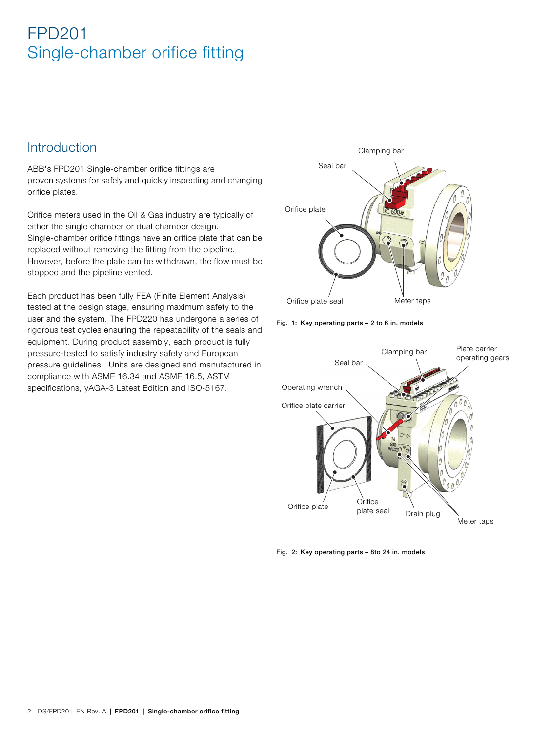# FPD201
## Single-chamber orifice fitting

## Introduction

ABB's FPD201 Single-chamber orifice fittings are proven systems for safely and quickly inspecting and changing orifice plates.

Orifice meters used in the Oil & Gas industry are typically of either the single chamber or dual chamber design. Single-chamber orifice fittings have an orifice plate that can be replaced without removing the fitting from the pipeline. However, before the plate can be withdrawn, the flow must be stopped and the pipeline vented.

Each product has been fully FEA (Finite Element Analysis) tested at the design stage, ensuring maximum safety to the user and the system. The FPD220 has undergone a series of rigorous test cycles ensuring the repeatability of the seals and equipment. During product assembly, each product is fully pressure-tested to satisfy industry safety and European pressure guidelines. Units are designed and manufactured in compliance with ASME 16.34 and ASME 16.5, ASTM specifications, yAGA-3 Latest Edition and ISO-5167.

Clamping bar
Seal bar
Orifice plate
Orifice plate seal
Meter taps

**Fig. 1: Key operating parts – 2 to 6 in. models**

Clamping bar
Plate carrier operating gears
Seal bar
Operating wrench
Orifice plate carrier
Orifice plate
Orifice plate seal
Drain plug
Meter taps

**Fig. 2: Key operating parts – 8to 24 in. models**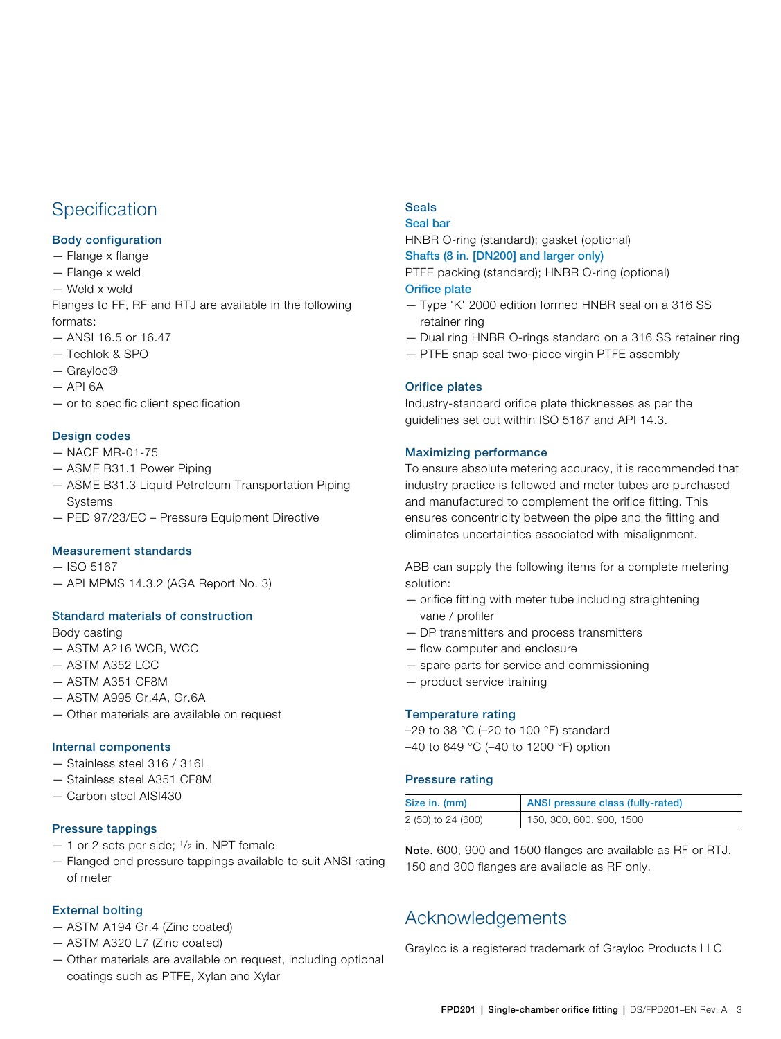## Specification

### Body configuration

- Flange x flange
- Flange x weld
- Weld x weld

Flanges to FF, RF and RTJ are available in the following formats:

- ANSI 16.5 or 16.47
- Techlok & SPO
- Grayloc®
- API 6A
- or to specific client specification

### Design codes

- NACE MR-01-75
- ASME B31.1 Power Piping
- ASME B31.3 Liquid Petroleum Transportation Piping Systems
- PED 97/23/EC – Pressure Equipment Directive

### Measurement standards

- ISO 5167
- API MPMS 14.3.2 (AGA Report No. 3)

### Standard materials of construction

Body casting

- ASTM A216 WCB, WCC
- ASTM A352 LCC
- ASTM A351 CF8M
- ASTM A995 Gr.4A, Gr.6A
- Other materials are available on request

### Internal components

- Stainless steel 316 / 316L
- Stainless steel A351 CF8M
- Carbon steel AISI430

### Pressure tappings

- 1 or 2 sets per side; 1/2 in. NPT female
- Flanged end pressure tappings available to suit ANSI rating of meter

### External bolting

- ASTM A194 Gr.4 (Zinc coated)
- ASTM A320 L7 (Zinc coated)
- Other materials are available on request, including optional coatings such as PTFE, Xylan and Xylar

### Seals

#### Seal bar

HNBR O-ring (standard); gasket (optional)

#### Shafts (8 in. [DN200] and larger only)

PTFE packing (standard); HNBR O-ring (optional)

#### Orifice plate

- Type 'K' 2000 edition formed HNBR seal on a 316 SS retainer ring
- Dual ring HNBR O-rings standard on a 316 SS retainer ring
- PTFE snap seal two-piece virgin PTFE assembly

### Orifice plates

Industry-standard orifice plate thicknesses as per the guidelines set out within ISO 5167 and API 14.3.

### Maximizing performance

To ensure absolute metering accuracy, it is recommended that industry practice is followed and meter tubes are purchased and manufactured to complement the orifice fitting. This ensures concentricity between the pipe and the fitting and eliminates uncertainties associated with misalignment.

ABB can supply the following items for a complete metering solution:

- orifice fitting with meter tube including straightening vane / profiler
- DP transmitters and process transmitters
- flow computer and enclosure
- spare parts for service and commissioning
- product service training

### Temperature rating

–29 to 38 °C (–20 to 100 °F) standard
–40 to 649 °C (–40 to 1200 °F) option

### Pressure rating

| Size in. (mm) | ANSI pressure class (fully-rated) |
| --- | --- |
| 2 (50) to 24 (600) | 150, 300, 600, 900, 1500 |

**Note**. 600, 900 and 1500 flanges are available as RF or RTJ. 150 and 300 flanges are available as RF only.

## Acknowledgements

Grayloc is a registered trademark of Grayloc Products LLC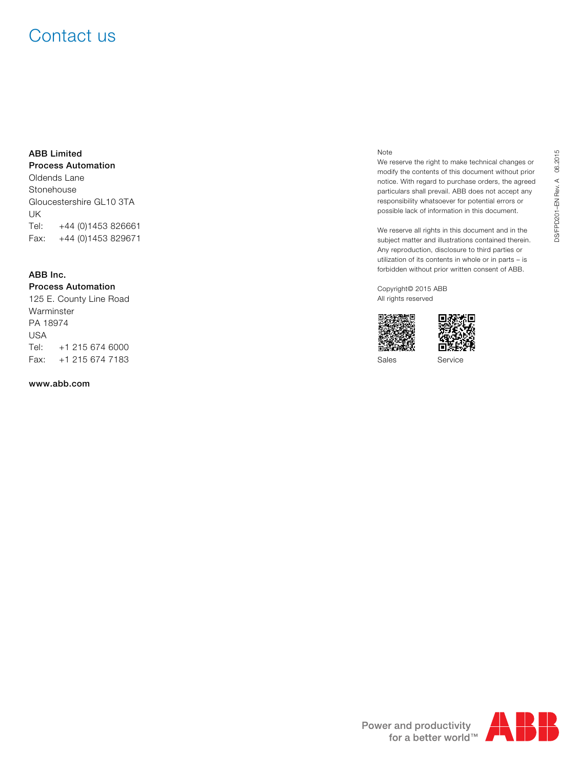# Contact us

**ABB Limited**
**Process Automation**
Oldends Lane
Stonehouse
Gloucestershire GL10 3TA
UK
Tel: +44 (0)1453 826661
Fax: +44 (0)1453 829671

**ABB Inc.**
**Process Automation**
125 E. County Line Road
Warminster
PA 18974
USA
Tel: +1 215 674 6000
Fax: +1 215 674 7183

**www.abb.com**

Note
We reserve the right to make technical changes or modify the contents of this document without prior notice. With regard to purchase orders, the agreed particulars shall prevail. ABB does not accept any responsibility whatsoever for potential errors or possible lack of information in this document.

We reserve all rights in this document and in the subject matter and illustrations contained therein. Any reproduction, disclosure to third parties or utilization of its contents in whole or in parts – is forbidden without prior written consent of ABB.

Copyright© 2015 ABB
All rights reserved

Sales Service

DS/FPD201–EN Rev. A 06.2015

Power and productivity
for a better world™